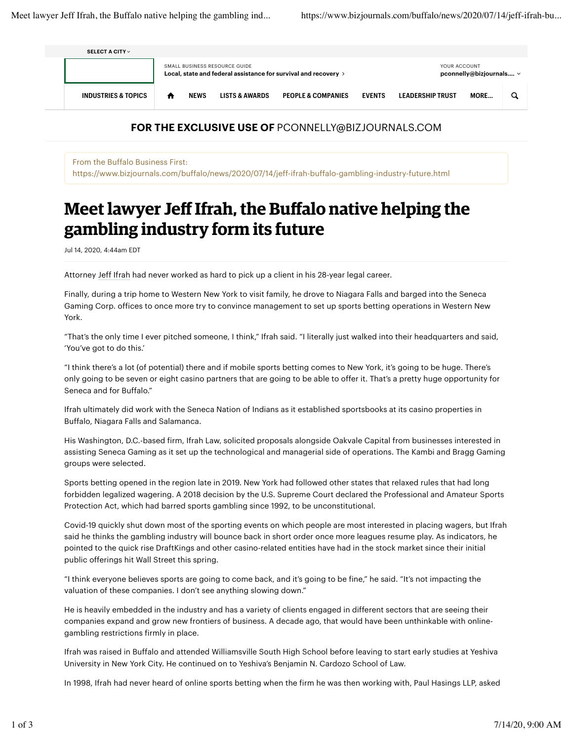FOR THE EXCLUSIVE USE OF PCONNELLY@BIZJOURNALS.COM

From the Buffalo Business First:
https://www.bizjournals.com/buffalo/news/2020/07/14/jeff-ifrah-buffalo-gambling-industry-future.html

# Meet lawyer Jeff Ifrah, the Buffalo native helping the gambling industry form its future

Jul 14, 2020, 4:44am EDT

Attorney Jeff Ifrah had never worked as hard to pick up a client in his 28-year legal career.

Finally, during a trip home to Western New York to visit family, he drove to Niagara Falls and barged into the Seneca Gaming Corp. offices to once more try to convince management to set up sports betting operations in Western New York.

"That's the only time I ever pitched someone, I think," Ifrah said. "I literally just walked into their headquarters and said, 'You've got to do this.'

"I think there's a lot (of potential) there and if mobile sports betting comes to New York, it's going to be huge. There's only going to be seven or eight casino partners that are going to be able to offer it. That's a pretty huge opportunity for Seneca and for Buffalo."

Ifrah ultimately did work with the Seneca Nation of Indians as it established sportsbooks at its casino properties in Buffalo, Niagara Falls and Salamanca.

His Washington, D.C.-based firm, Ifrah Law, solicited proposals alongside Oakvale Capital from businesses interested in assisting Seneca Gaming as it set up the technological and managerial side of operations. The Kambi and Bragg Gaming groups were selected.

Sports betting opened in the region late in 2019. New York had followed other states that relaxed rules that had long forbidden legalized wagering. A 2018 decision by the U.S. Supreme Court declared the Professional and Amateur Sports Protection Act, which had barred sports gambling since 1992, to be unconstitutional.

Covid-19 quickly shut down most of the sporting events on which people are most interested in placing wagers, but Ifrah said he thinks the gambling industry will bounce back in short order once more leagues resume play. As indicators, he pointed to the quick rise DraftKings and other casino-related entities have had in the stock market since their initial public offerings hit Wall Street this spring.

"I think everyone believes sports are going to come back, and it's going to be fine," he said. "It's not impacting the valuation of these companies. I don't see anything slowing down."

He is heavily embedded in the industry and has a variety of clients engaged in different sectors that are seeing their companies expand and grow new frontiers of business. A decade ago, that would have been unthinkable with online-gambling restrictions firmly in place.

Ifrah was raised in Buffalo and attended Williamsville South High School before leaving to start early studies at Yeshiva University in New York City. He continued on to Yeshiva's Benjamin N. Cardozo School of Law.

In 1998, Ifrah had never heard of online sports betting when the firm he was then working with, Paul Hasings LLP, asked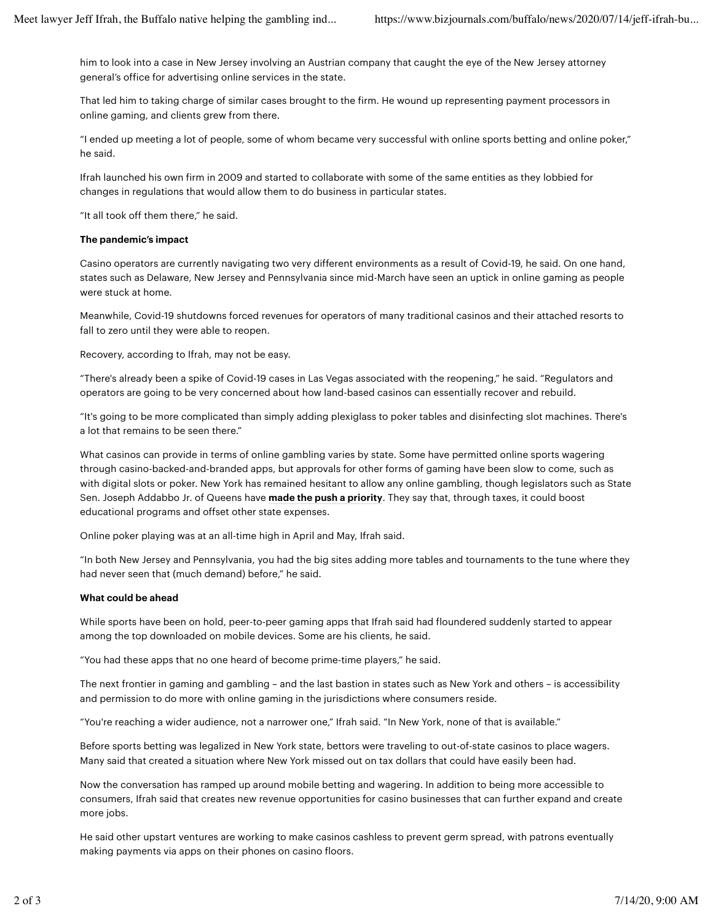him to look into a case in New Jersey involving an Austrian company that caught the eye of the New Jersey attorney general's office for advertising online services in the state.

That led him to taking charge of similar cases brought to the firm. He wound up representing payment processors in online gaming, and clients grew from there.

"I ended up meeting a lot of people, some of whom became very successful with online sports betting and online poker," he said.

Ifrah launched his own firm in 2009 and started to collaborate with some of the same entities as they lobbied for changes in regulations that would allow them to do business in particular states.

"It all took off them there," he said.

**The pandemic's impact**

Casino operators are currently navigating two very different environments as a result of Covid-19, he said. On one hand, states such as Delaware, New Jersey and Pennsylvania since mid-March have seen an uptick in online gaming as people were stuck at home.

Meanwhile, Covid-19 shutdowns forced revenues for operators of many traditional casinos and their attached resorts to fall to zero until they were able to reopen.

Recovery, according to Ifrah, may not be easy.

"There's already been a spike of Covid-19 cases in Las Vegas associated with the reopening," he said. "Regulators and operators are going to be very concerned about how land-based casinos can essentially recover and rebuild.

"It's going to be more complicated than simply adding plexiglass to poker tables and disinfecting slot machines. There's a lot that remains to be seen there."

What casinos can provide in terms of online gambling varies by state. Some have permitted online sports wagering through casino-backed-and-branded apps, but approvals for other forms of gaming have been slow to come, such as with digital slots or poker. New York has remained hesitant to allow any online gambling, though legislators such as State Sen. Joseph Addabbo Jr. of Queens have **made the push a priority**. They say that, through taxes, it could boost educational programs and offset other state expenses.

Online poker playing was at an all-time high in April and May, Ifrah said.

"In both New Jersey and Pennsylvania, you had the big sites adding more tables and tournaments to the tune where they had never seen that (much demand) before," he said.

**What could be ahead**

While sports have been on hold, peer-to-peer gaming apps that Ifrah said had floundered suddenly started to appear among the top downloaded on mobile devices. Some are his clients, he said.

"You had these apps that no one heard of become prime-time players," he said.

The next frontier in gaming and gambling – and the last bastion in states such as New York and others – is accessibility and permission to do more with online gaming in the jurisdictions where consumers reside.

"You're reaching a wider audience, not a narrower one," Ifrah said. "In New York, none of that is available."

Before sports betting was legalized in New York state, bettors were traveling to out-of-state casinos to place wagers. Many said that created a situation where New York missed out on tax dollars that could have easily been had.

Now the conversation has ramped up around mobile betting and wagering. In addition to being more accessible to consumers, Ifrah said that creates new revenue opportunities for casino businesses that can further expand and create more jobs.

He said other upstart ventures are working to make casinos cashless to prevent germ spread, with patrons eventually making payments via apps on their phones on casino floors.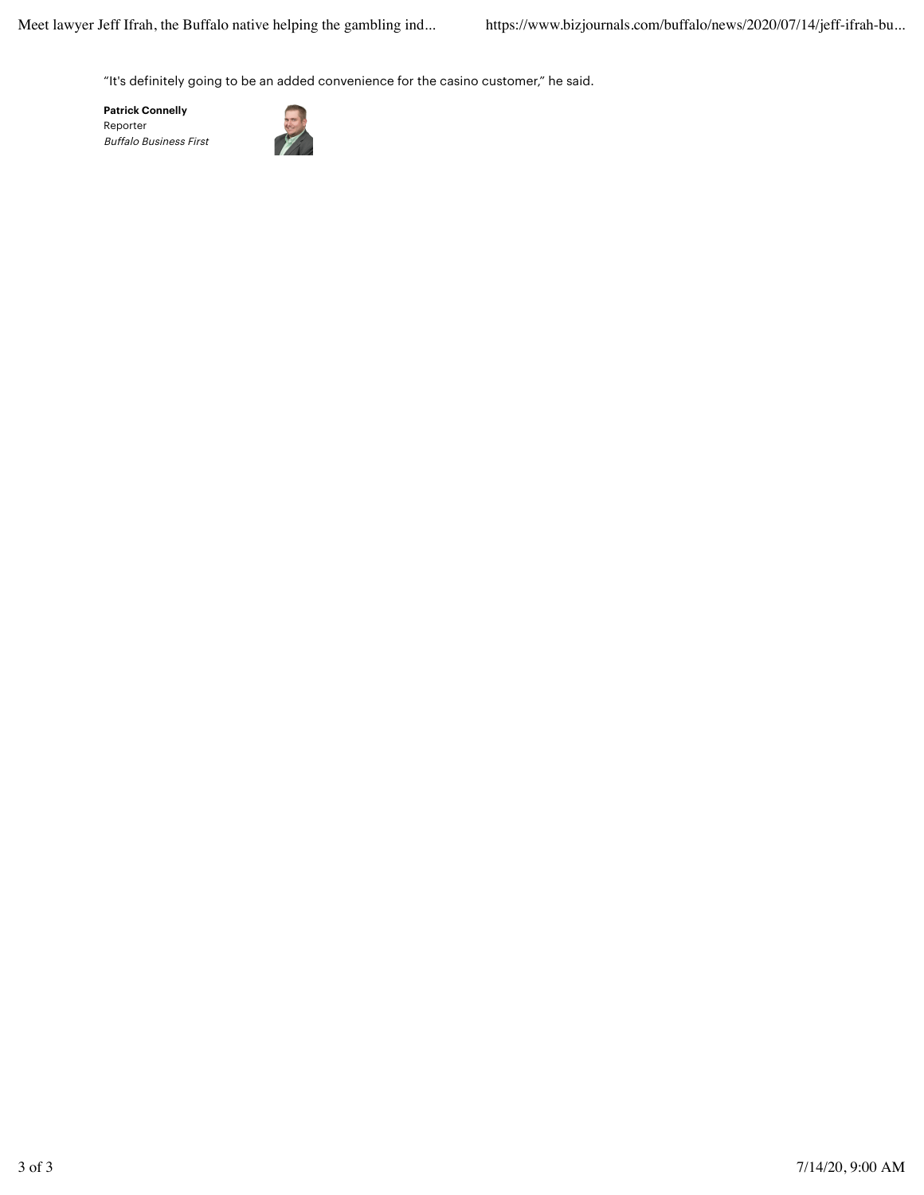"It's definitely going to be an added convenience for the casino customer," he said.

**Patrick Connelly**
Reporter
*Buffalo Business First*